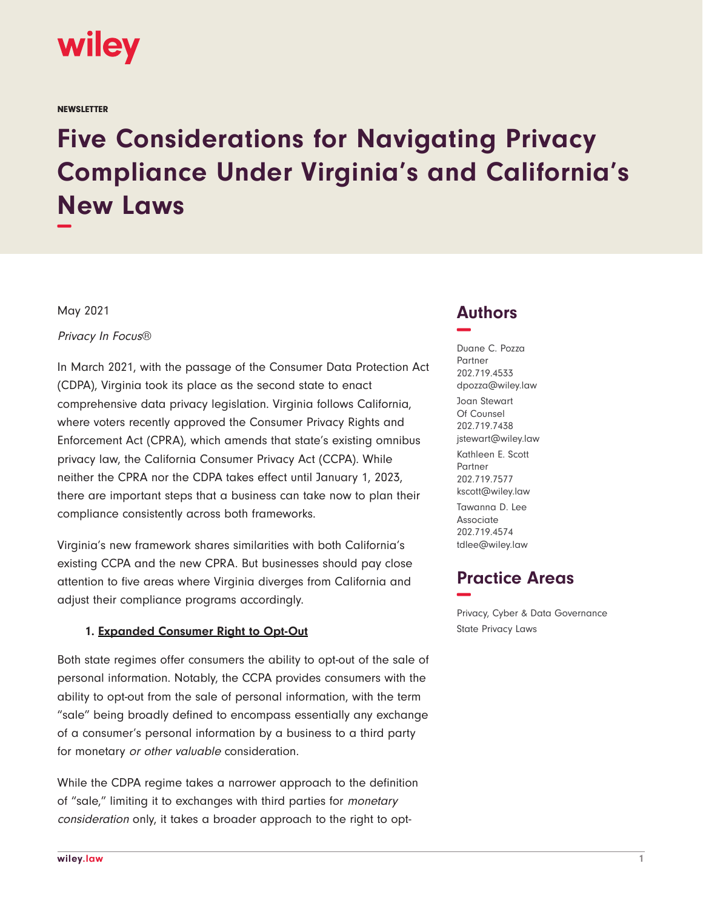wiley

NEWSLETTER

# Five Considerations for Navigating Privacy Compliance Under Virginia's and California's New Laws

May 2021

*Privacy In Focus®*

In March 2021, with the passage of the Consumer Data Protection Act (CDPA), Virginia took its place as the second state to enact comprehensive data privacy legislation. Virginia follows California, where voters recently approved the Consumer Privacy Rights and Enforcement Act (CPRA), which amends that state's existing omnibus privacy law, the California Consumer Privacy Act (CCPA). While neither the CPRA nor the CDPA takes effect until January 1, 2023, there are important steps that a business can take now to plan their compliance consistently across both frameworks.

Virginia's new framework shares similarities with both California's existing CCPA and the new CPRA. But businesses should pay close attention to five areas where Virginia diverges from California and adjust their compliance programs accordingly.

## Authors

Duane C. Pozza
Partner
202.719.4533
dpozza@wiley.law

Joan Stewart
Of Counsel
202.719.7438
jstewart@wiley.law

Kathleen E. Scott
Partner
202.719.7577
kscott@wiley.law

Tawanna D. Lee
Associate
202.719.4574
tdlee@wiley.law

## Practice Areas

Privacy, Cyber & Data Governance
State Privacy Laws

### 1. Expanded Consumer Right to Opt-Out

Both state regimes offer consumers the ability to opt-out of the sale of personal information. Notably, the CCPA provides consumers with the ability to opt-out from the sale of personal information, with the term "sale" being broadly defined to encompass essentially any exchange of a consumer's personal information by a business to a third party for monetary *or other valuable* consideration.

While the CDPA regime takes a narrower approach to the definition of "sale," limiting it to exchanges with third parties for *monetary consideration* only, it takes a broader approach to the right to opt-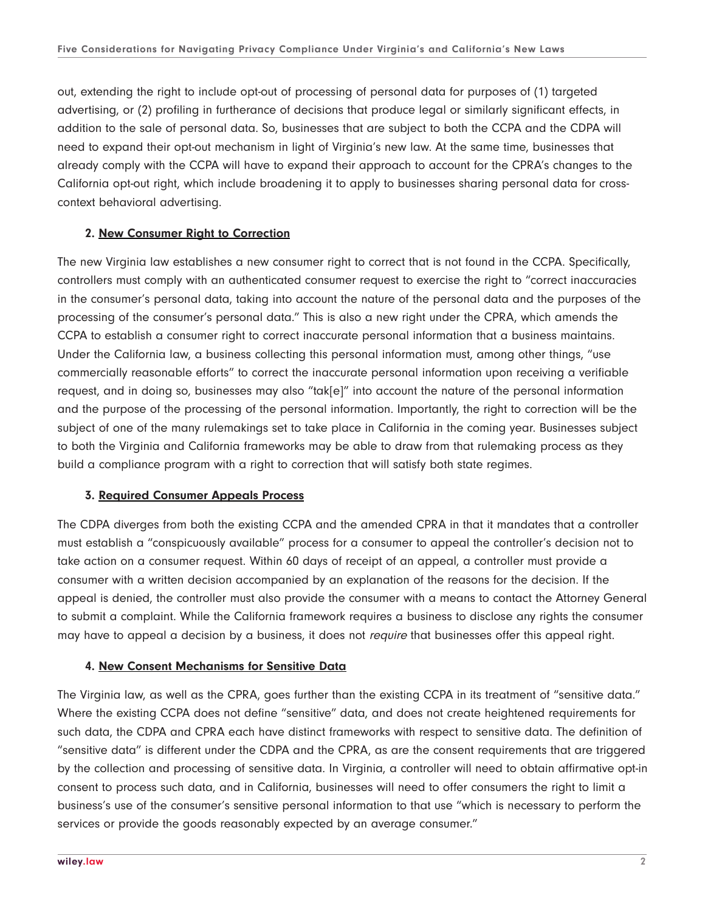out, extending the right to include opt-out of processing of personal data for purposes of (1) targeted advertising, or (2) profiling in furtherance of decisions that produce legal or similarly significant effects, in addition to the sale of personal data. So, businesses that are subject to both the CCPA and the CDPA will need to expand their opt-out mechanism in light of Virginia's new law. At the same time, businesses that already comply with the CCPA will have to expand their approach to account for the CPRA's changes to the California opt-out right, which include broadening it to apply to businesses sharing personal data for cross-context behavioral advertising.

### 2. New Consumer Right to Correction

The new Virginia law establishes a new consumer right to correct that is not found in the CCPA. Specifically, controllers must comply with an authenticated consumer request to exercise the right to "correct inaccuracies in the consumer's personal data, taking into account the nature of the personal data and the purposes of the processing of the consumer's personal data." This is also a new right under the CPRA, which amends the CCPA to establish a consumer right to correct inaccurate personal information that a business maintains. Under the California law, a business collecting this personal information must, among other things, "use commercially reasonable efforts" to correct the inaccurate personal information upon receiving a verifiable request, and in doing so, businesses may also "tak[e]" into account the nature of the personal information and the purpose of the processing of the personal information. Importantly, the right to correction will be the subject of one of the many rulemakings set to take place in California in the coming year. Businesses subject to both the Virginia and California frameworks may be able to draw from that rulemaking process as they build a compliance program with a right to correction that will satisfy both state regimes.

### 3. Required Consumer Appeals Process

The CDPA diverges from both the existing CCPA and the amended CPRA in that it mandates that a controller must establish a "conspicuously available" process for a consumer to appeal the controller's decision not to take action on a consumer request. Within 60 days of receipt of an appeal, a controller must provide a consumer with a written decision accompanied by an explanation of the reasons for the decision. If the appeal is denied, the controller must also provide the consumer with a means to contact the Attorney General to submit a complaint. While the California framework requires a business to disclose any rights the consumer may have to appeal a decision by a business, it does not *require* that businesses offer this appeal right.

### 4. New Consent Mechanisms for Sensitive Data

The Virginia law, as well as the CPRA, goes further than the existing CCPA in its treatment of "sensitive data." Where the existing CCPA does not define "sensitive" data, and does not create heightened requirements for such data, the CDPA and CPRA each have distinct frameworks with respect to sensitive data. The definition of "sensitive data" is different under the CDPA and the CPRA, as are the consent requirements that are triggered by the collection and processing of sensitive data. In Virginia, a controller will need to obtain affirmative opt-in consent to process such data, and in California, businesses will need to offer consumers the right to limit a business's use of the consumer's sensitive personal information to that use "which is necessary to perform the services or provide the goods reasonably expected by an average consumer."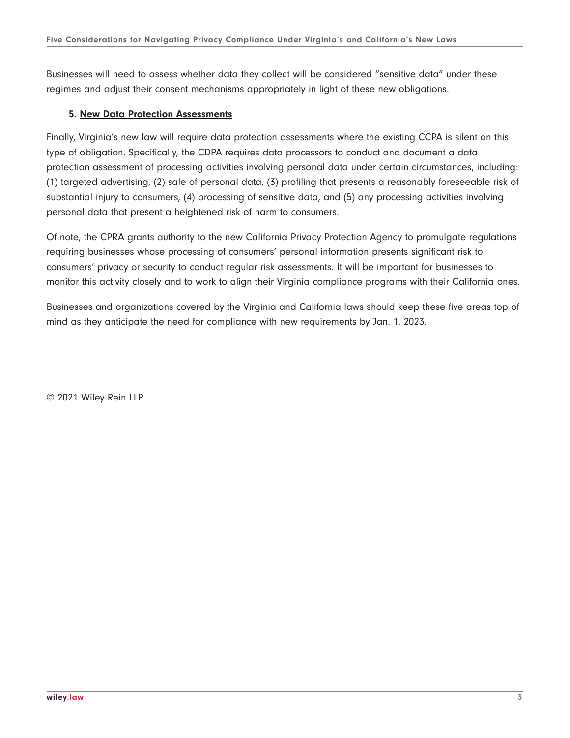Businesses will need to assess whether data they collect will be considered "sensitive data" under these regimes and adjust their consent mechanisms appropriately in light of these new obligations.

### 5. New Data Protection Assessments

Finally, Virginia's new law will require data protection assessments where the existing CCPA is silent on this type of obligation. Specifically, the CDPA requires data processors to conduct and document a data protection assessment of processing activities involving personal data under certain circumstances, including: (1) targeted advertising, (2) sale of personal data, (3) profiling that presents a reasonably foreseeable risk of substantial injury to consumers, (4) processing of sensitive data, and (5) any processing activities involving personal data that present a heightened risk of harm to consumers.

Of note, the CPRA grants authority to the new California Privacy Protection Agency to promulgate regulations requiring businesses whose processing of consumers' personal information presents significant risk to consumers' privacy or security to conduct regular risk assessments. It will be important for businesses to monitor this activity closely and to work to align their Virginia compliance programs with their California ones.

Businesses and organizations covered by the Virginia and California laws should keep these five areas top of mind as they anticipate the need for compliance with new requirements by Jan. 1, 2023.

© 2021 Wiley Rein LLP